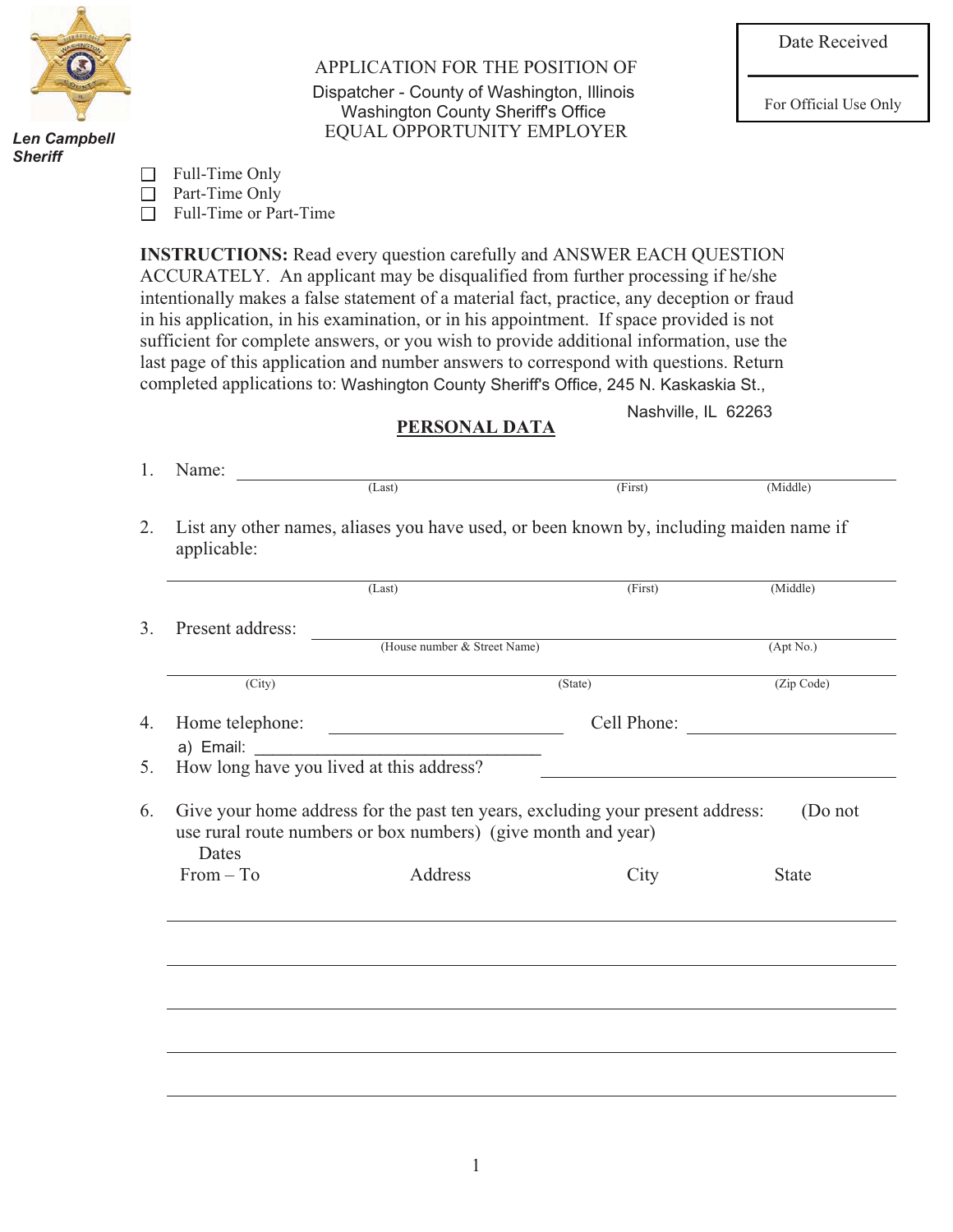Len Campbell
Sheriff

APPLICATION FOR THE POSITION OF
Dispatcher - County of Washington, Illinois
Washington County Sheriff's Office
EQUAL OPPORTUNITY EMPLOYER

| Date Received |
| --- |
| For Official Use Only |

- ☐ Full-Time Only
- ☐ Part-Time Only
- ☐ Full-Time or Part-Time

**INSTRUCTIONS:** Read every question carefully and ANSWER EACH QUESTION ACCURATELY. An applicant may be disqualified from further processing if he/she intentionally makes a false statement of a material fact, practice, any deception or fraud in his application, in his examination, or in his appointment. If space provided is not sufficient for complete answers, or you wish to provide additional information, use the last page of this application and number answers to correspond with questions. Return completed applications to: Washington County Sheriff's Office, 245 N. Kaskaskia St., Nashville, IL 62263

## PERSONAL DATA

1. Name: ______________________________________________
   (Last) (First) (Middle)

2. List any other names, aliases you have used, or been known by, including maiden name if applicable:

   ______________________________________________
   (Last) (First) (Middle)

3. Present address: ______________________________________________
   (House number & Street Name) (Apt No.)

   ______________________________________________
   (City) (State) (Zip Code)

4. Home telephone: ____________________ Cell Phone: ____________________

   a) Email: ____________________

5. How long have you lived at this address? ____________________

6. Give your home address for the past ten years, excluding your present address: (Do not use rural route numbers or box numbers) (give month and year)

| Dates From – To | Address | City | State |
| --- | --- | --- | --- |
| | | | |
| | | | |
| | | | |
| | | | |
| | | | |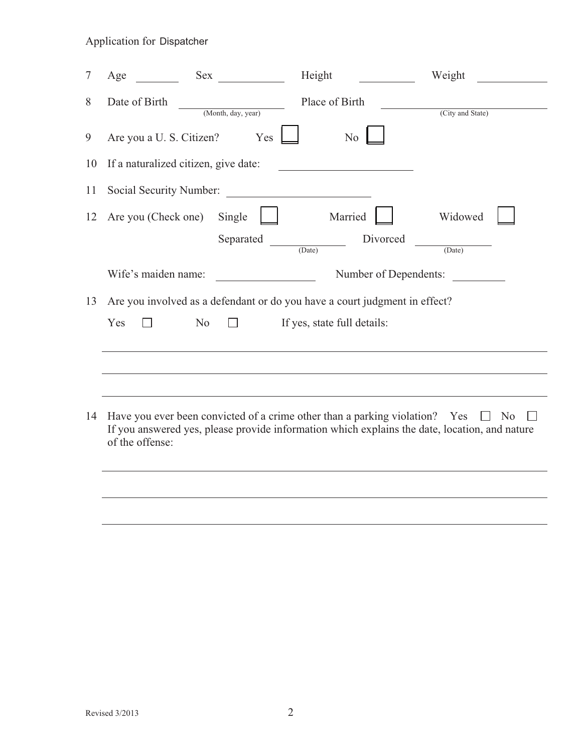Application for Dispatcher

7 Age ________ Sex ____________ Height __________ Weight ____________

8 Date of Birth ____________________ (Month, day, year) Place of Birth ______________________________ (City and State)

9 Are you a U. S. Citizen? Yes ☐ No ☐

10 If a naturalized citizen, give date: ________________________

11 Social Security Number: ________________________

12 Are you (Check one) Single ☐ Married ☐ Widowed ☐

Separated ____________ (Date) Divorced ____________ (Date)

Wife's maiden name: ________________ Number of Dependents: __________

13 Are you involved as a defendant or do you have a court judgment in effect?

Yes ☐ No ☐ If yes, state full details:

_______________________________________________________________________________

_______________________________________________________________________________

_______________________________________________________________________________

14 Have you ever been convicted of a crime other than a parking violation? Yes ☐ No ☐
If you answered yes, please provide information which explains the date, location, and nature of the offense:

_______________________________________________________________________________

_______________________________________________________________________________

_______________________________________________________________________________

Revised 3/2013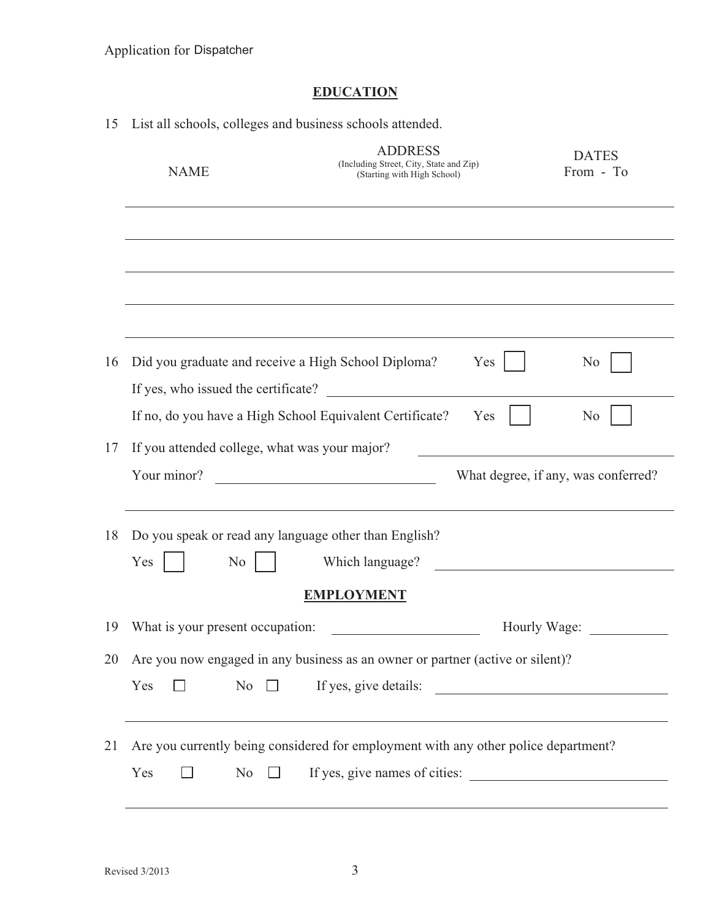## EDUCATION

15 List all schools, colleges and business schools attended.

| NAME | ADDRESS (Including Street, City, State and Zip) (Starting with High School) | DATES From - To |
| --- | --- | --- |
| | | |
| | | |
| | | |
| | | |
| | | |

16 Did you graduate and receive a High School Diploma? Yes ☐ No ☐

If yes, who issued the certificate? ______________________

If no, do you have a High School Equivalent Certificate? Yes ☐ No ☐

17 If you attended college, what was your major? ______________________

Your minor? ______________________ What degree, if any, was conferred?

______________________

18 Do you speak or read any language other than English?

Yes ☐ No ☐ Which language? ______________________

## EMPLOYMENT

19 What is your present occupation: ______________________ Hourly Wage: __________

20 Are you now engaged in any business as an owner or partner (active or silent)?

Yes ☐ No ☐ If yes, give details: ______________________

______________________

21 Are you currently being considered for employment with any other police department?

Yes ☐ No ☐ If yes, give names of cities: ______________________

______________________

Revised 3/2013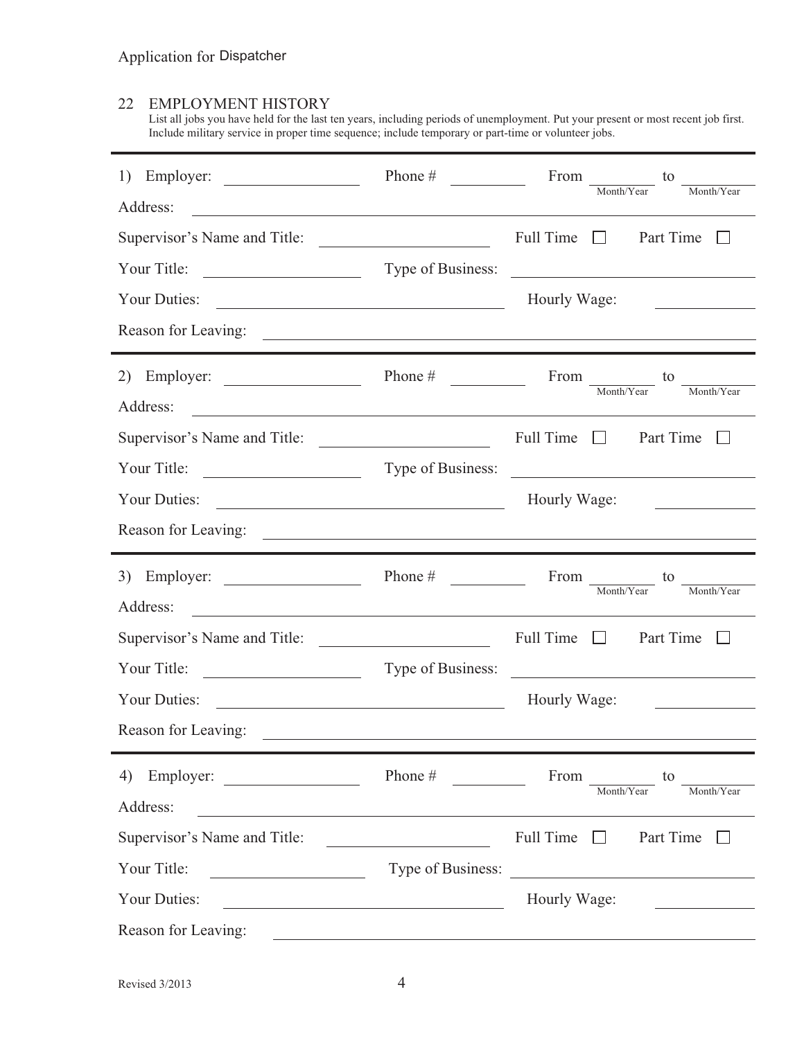Application for Dispatcher

## 22 EMPLOYMENT HISTORY

List all jobs you have held for the last ten years, including periods of unemployment. Put your present or most recent job first. Include military service in proper time sequence; include temporary or part-time or volunteer jobs.

---

1) Employer: ________________ Phone # ________ From ________ (Month/Year) to ________ (Month/Year)

Address: ________________________________________________

Supervisor's Name and Title: ____________________ Full Time ☐ Part Time ☐

Your Title: ________________ Type of Business: ________________________

Your Duties: ________________________________ Hourly Wage: __________

Reason for Leaving: ________________________________________________

---

2) Employer: ________________ Phone # ________ From ________ (Month/Year) to ________ (Month/Year)

Address: ________________________________________________

Supervisor's Name and Title: ____________________ Full Time ☐ Part Time ☐

Your Title: ________________ Type of Business: ________________________

Your Duties: ________________________________ Hourly Wage: __________

Reason for Leaving: ________________________________________________

---

3) Employer: ________________ Phone # ________ From ________ (Month/Year) to ________ (Month/Year)

Address: ________________________________________________

Supervisor's Name and Title: ____________________ Full Time ☐ Part Time ☐

Your Title: ________________ Type of Business: ________________________

Your Duties: ________________________________ Hourly Wage: __________

Reason for Leaving: ________________________________________________

---

4) Employer: ________________ Phone # ________ From ________ (Month/Year) to ________ (Month/Year)

Address: ________________________________________________

Supervisor's Name and Title: ____________________ Full Time ☐ Part Time ☐

Your Title: ________________ Type of Business: ________________________

Your Duties: ________________________________ Hourly Wage: __________

Reason for Leaving: ________________________________________________

Revised 3/2013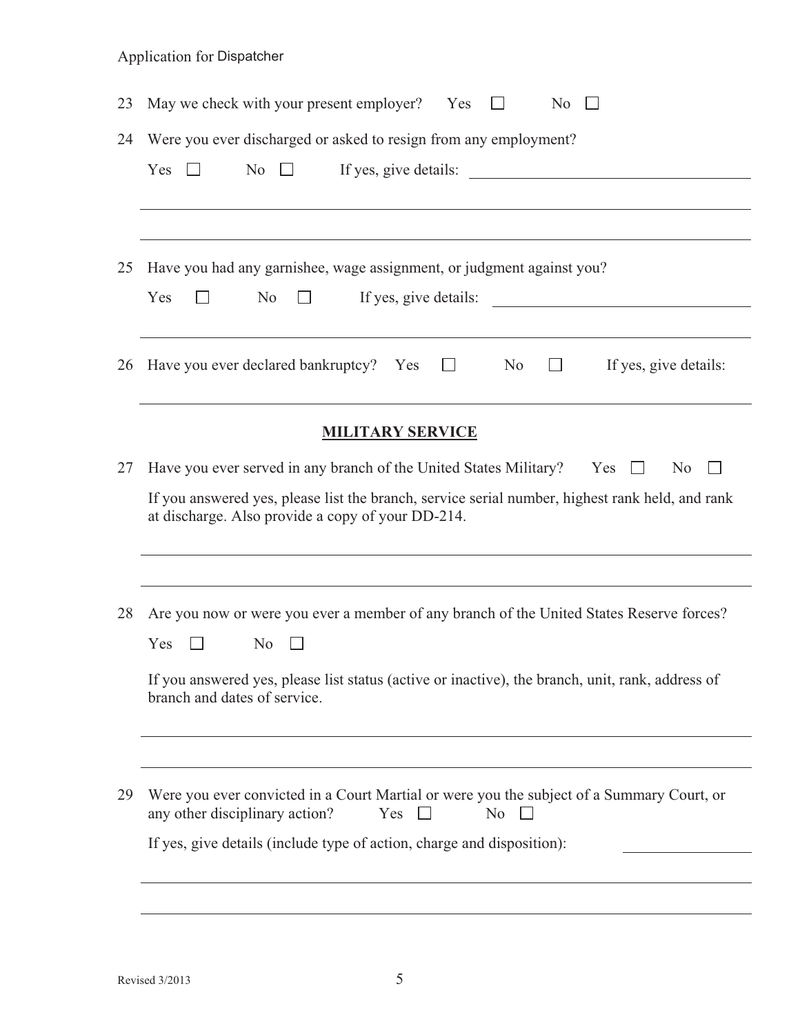23 May we check with your present employer? Yes ☐ No ☐

24 Were you ever discharged or asked to resign from any employment?

Yes ☐ No ☐ If yes, give details: ______________________________

______________________________________________________________

______________________________________________________________

25 Have you had any garnishee, wage assignment, or judgment against you?

Yes ☐ No ☐ If yes, give details: ______________________________

______________________________________________________________

26 Have you ever declared bankruptcy? Yes ☐ No ☐ If yes, give details:

______________________________________________________________

## MILITARY SERVICE

27 Have you ever served in any branch of the United States Military? Yes ☐ No ☐

If you answered yes, please list the branch, service serial number, highest rank held, and rank at discharge. Also provide a copy of your DD-214.

______________________________________________________________

______________________________________________________________

28 Are you now or were you ever a member of any branch of the United States Reserve forces?

Yes ☐ No ☐

If you answered yes, please list status (active or inactive), the branch, unit, rank, address of branch and dates of service.

______________________________________________________________

______________________________________________________________

29 Were you ever convicted in a Court Martial or were you the subject of a Summary Court, or any other disciplinary action? Yes ☐ No ☐

If yes, give details (include type of action, charge and disposition): ______________

______________________________________________________________

______________________________________________________________

Revised 3/2013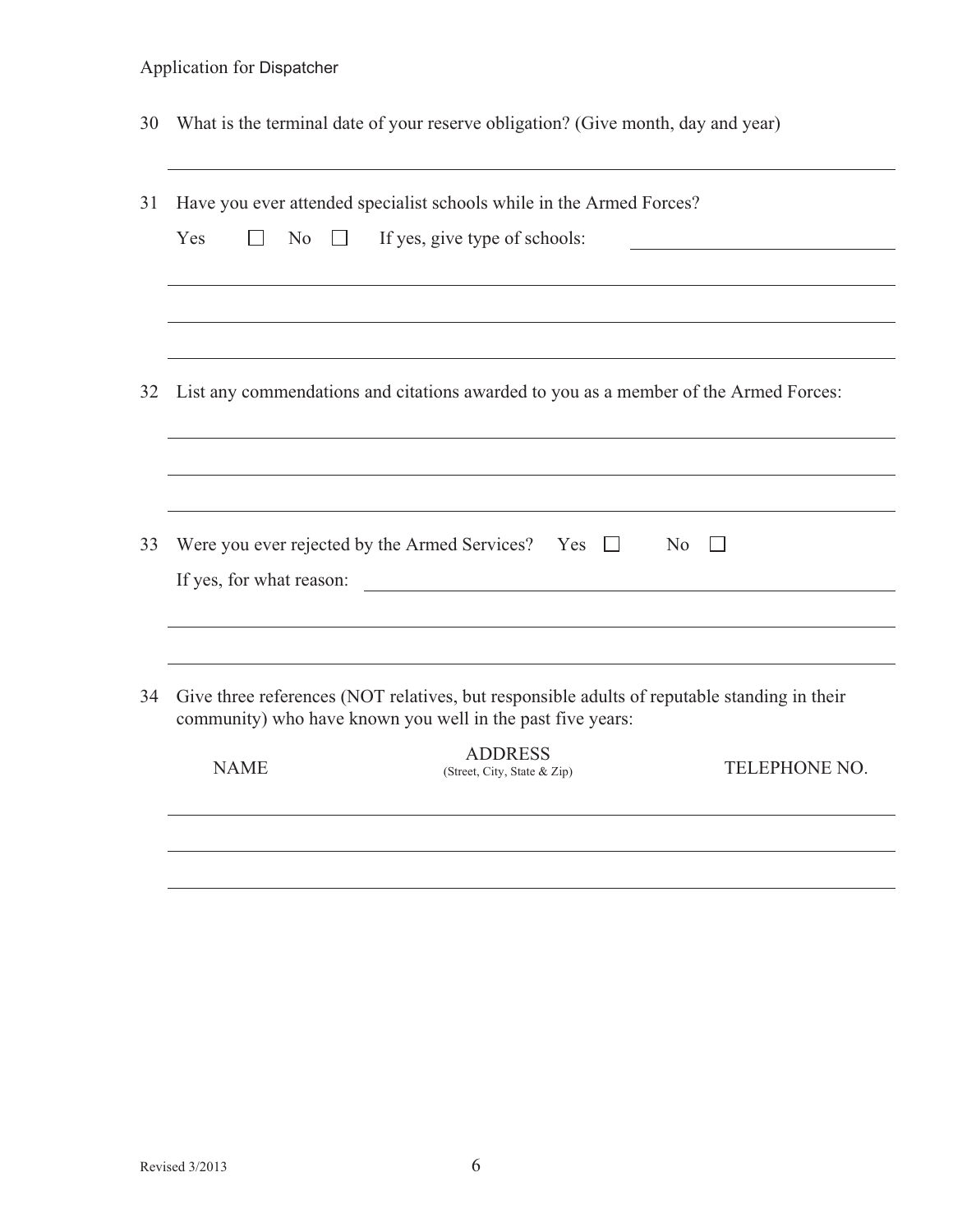30 What is the terminal date of your reserve obligation? (Give month, day and year)

\_\_\_\_\_\_\_\_\_\_\_\_\_\_\_\_\_\_\_\_\_\_\_\_\_\_\_\_\_\_\_\_\_\_\_\_\_\_\_\_\_\_\_\_\_\_\_\_\_\_\_\_\_\_\_\_\_\_\_\_

31 Have you ever attended specialist schools while in the Armed Forces?

Yes ☐ No ☐ If yes, give type of schools: \_\_\_\_\_\_\_\_\_\_\_\_\_\_\_\_\_\_\_\_\_\_\_\_

\_\_\_\_\_\_\_\_\_\_\_\_\_\_\_\_\_\_\_\_\_\_\_\_\_\_\_\_\_\_\_\_\_\_\_\_\_\_\_\_\_\_\_\_\_\_\_\_\_\_\_\_\_\_\_\_\_\_\_\_

\_\_\_\_\_\_\_\_\_\_\_\_\_\_\_\_\_\_\_\_\_\_\_\_\_\_\_\_\_\_\_\_\_\_\_\_\_\_\_\_\_\_\_\_\_\_\_\_\_\_\_\_\_\_\_\_\_\_\_\_

\_\_\_\_\_\_\_\_\_\_\_\_\_\_\_\_\_\_\_\_\_\_\_\_\_\_\_\_\_\_\_\_\_\_\_\_\_\_\_\_\_\_\_\_\_\_\_\_\_\_\_\_\_\_\_\_\_\_\_\_

32 List any commendations and citations awarded to you as a member of the Armed Forces:

\_\_\_\_\_\_\_\_\_\_\_\_\_\_\_\_\_\_\_\_\_\_\_\_\_\_\_\_\_\_\_\_\_\_\_\_\_\_\_\_\_\_\_\_\_\_\_\_\_\_\_\_\_\_\_\_\_\_\_\_

\_\_\_\_\_\_\_\_\_\_\_\_\_\_\_\_\_\_\_\_\_\_\_\_\_\_\_\_\_\_\_\_\_\_\_\_\_\_\_\_\_\_\_\_\_\_\_\_\_\_\_\_\_\_\_\_\_\_\_\_

\_\_\_\_\_\_\_\_\_\_\_\_\_\_\_\_\_\_\_\_\_\_\_\_\_\_\_\_\_\_\_\_\_\_\_\_\_\_\_\_\_\_\_\_\_\_\_\_\_\_\_\_\_\_\_\_\_\_\_\_

33 Were you ever rejected by the Armed Services? Yes ☐ No ☐

If yes, for what reason: \_\_\_\_\_\_\_\_\_\_\_\_\_\_\_\_\_\_\_\_\_\_\_\_\_\_\_\_\_\_\_\_\_\_\_\_\_\_\_\_\_\_

\_\_\_\_\_\_\_\_\_\_\_\_\_\_\_\_\_\_\_\_\_\_\_\_\_\_\_\_\_\_\_\_\_\_\_\_\_\_\_\_\_\_\_\_\_\_\_\_\_\_\_\_\_\_\_\_\_\_\_\_

\_\_\_\_\_\_\_\_\_\_\_\_\_\_\_\_\_\_\_\_\_\_\_\_\_\_\_\_\_\_\_\_\_\_\_\_\_\_\_\_\_\_\_\_\_\_\_\_\_\_\_\_\_\_\_\_\_\_\_\_

34 Give three references (NOT relatives, but responsible adults of reputable standing in their community) who have known you well in the past five years:

| NAME | ADDRESS (Street, City, State & Zip) | TELEPHONE NO. |
| --- | --- | --- |
| | | |
| | | |
| | | |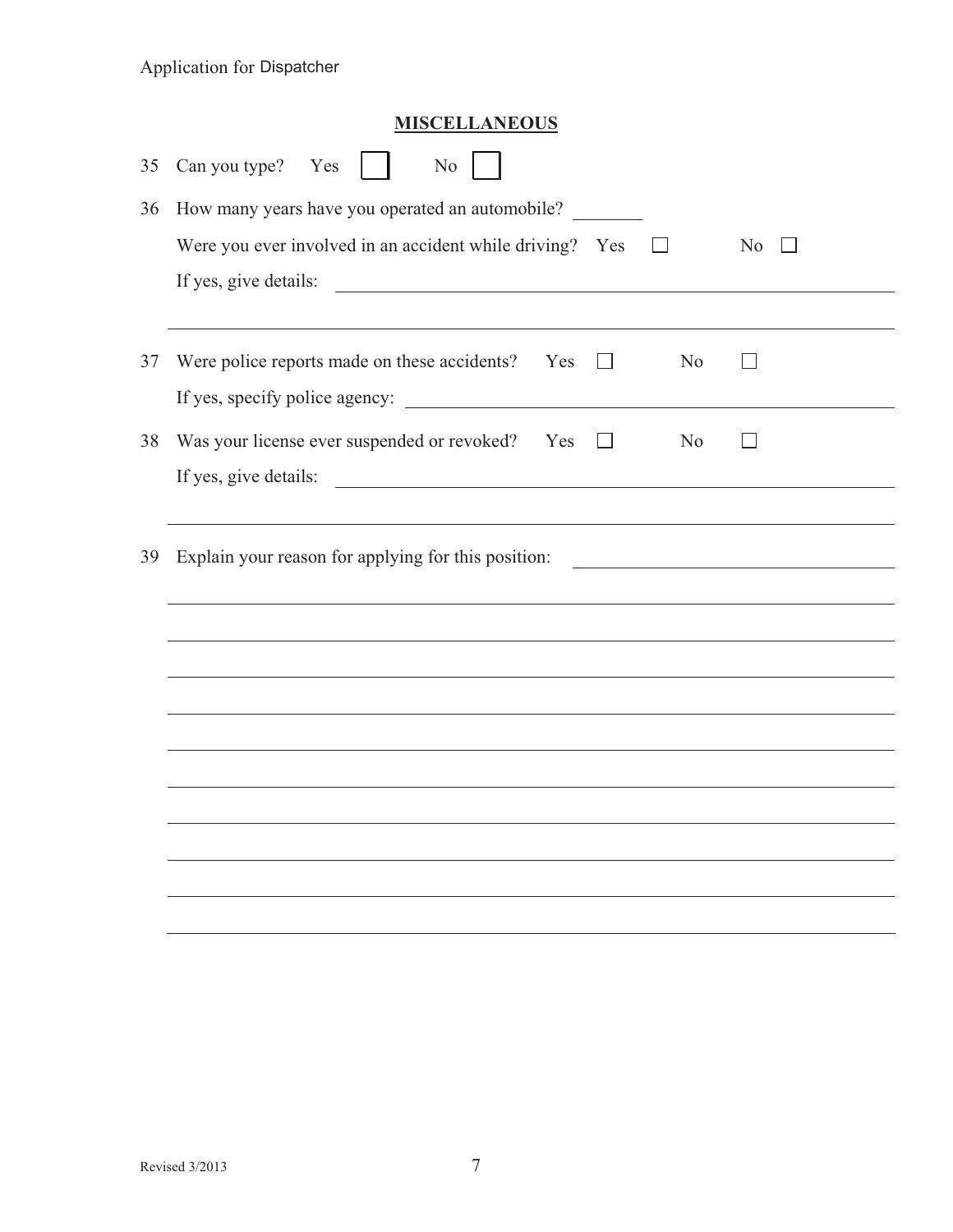## MISCELLANEOUS

35 Can you type? Yes ☐ No ☐

36 How many years have you operated an automobile? ________

Were you ever involved in an accident while driving? Yes ☐ No ☐

If yes, give details: ______________________________________________

______________________________________________

37 Were police reports made on these accidents? Yes ☐ No ☐

If yes, specify police agency: ______________________________________________

38 Was your license ever suspended or revoked? Yes ☐ No ☐

If yes, give details: ______________________________________________

______________________________________________

39 Explain your reason for applying for this position: ______________________________________________

______________________________________________

______________________________________________

______________________________________________

______________________________________________

______________________________________________

______________________________________________

______________________________________________

______________________________________________

______________________________________________

Revised 3/2013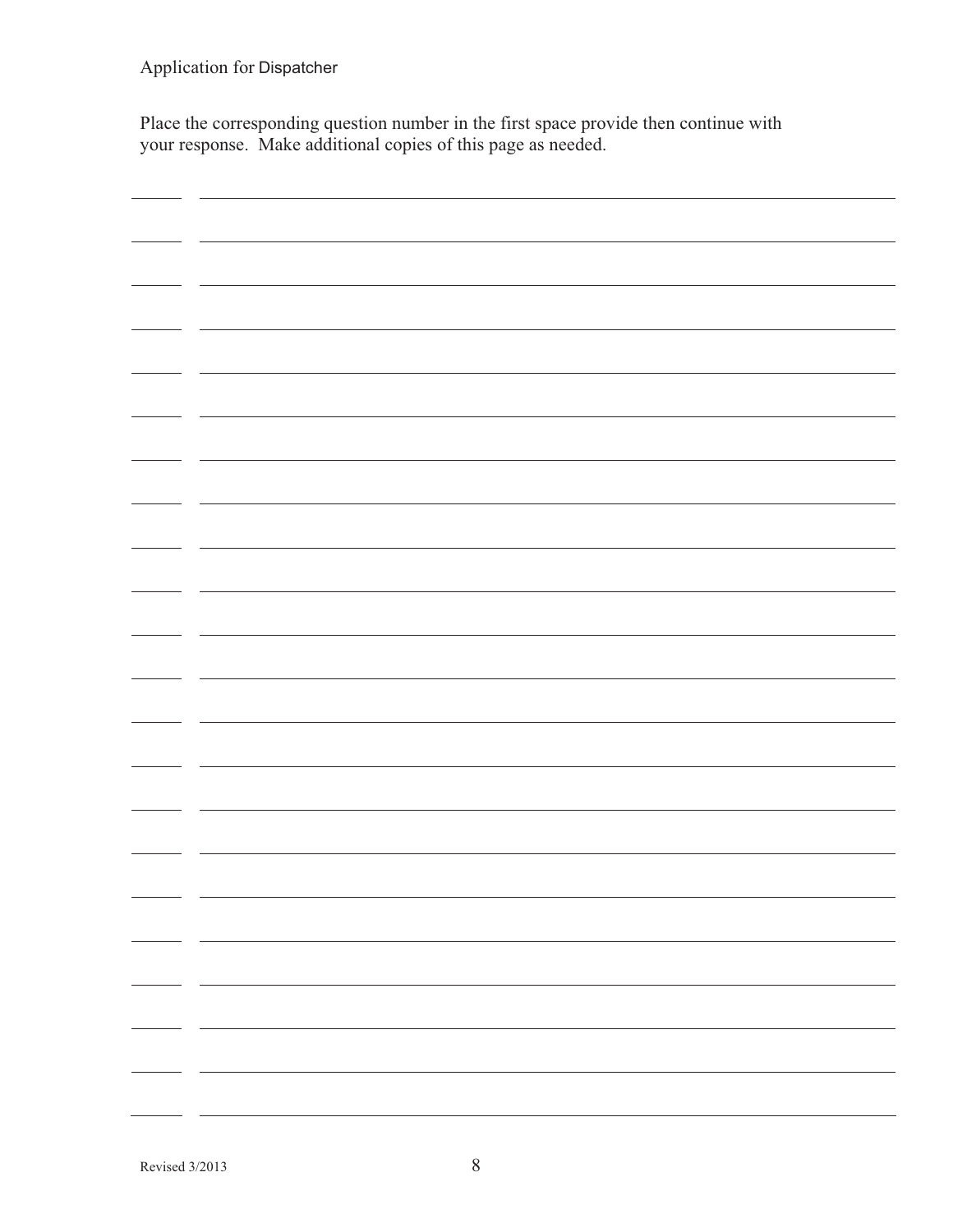Application for Dispatcher

Place the corresponding question number in the first space provide then continue with your response. Make additional copies of this page as needed.

| | |
|---|---|
| ______ | ________________________________________________ |
| ______ | ________________________________________________ |
| ______ | ________________________________________________ |
| ______ | ________________________________________________ |
| ______ | ________________________________________________ |
| ______ | ________________________________________________ |
| ______ | ________________________________________________ |
| ______ | ________________________________________________ |
| ______ | ________________________________________________ |
| ______ | ________________________________________________ |
| ______ | ________________________________________________ |
| ______ | ________________________________________________ |
| ______ | ________________________________________________ |
| ______ | ________________________________________________ |
| ______ | ________________________________________________ |
| ______ | ________________________________________________ |
| ______ | ________________________________________________ |
| ______ | ________________________________________________ |
| ______ | ________________________________________________ |
| ______ | ________________________________________________ |
| ______ | ________________________________________________ |
| ______ | ________________________________________________ |

Revised 3/2013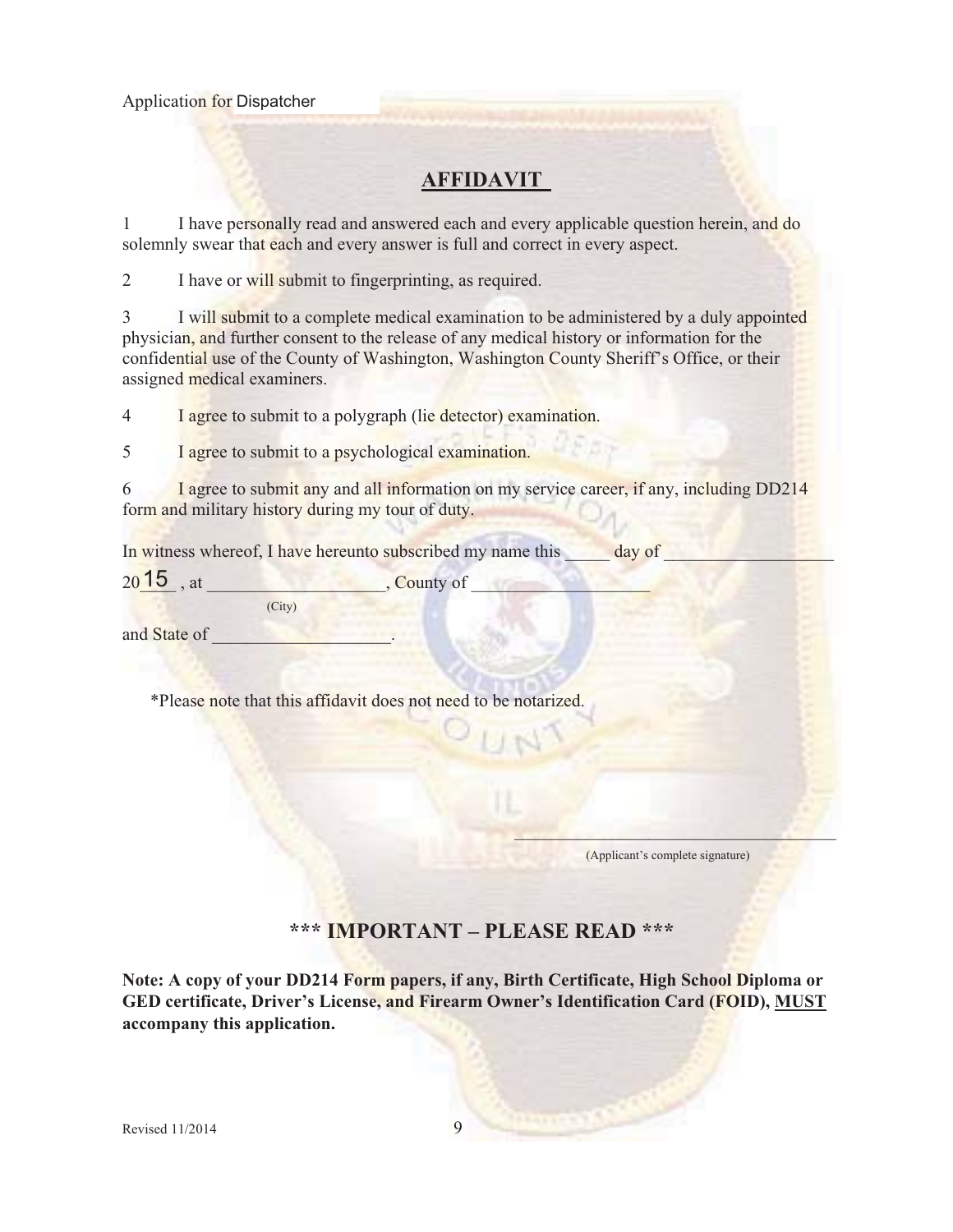Application for Dispatcher

## AFFIDAVIT

1 I have personally read and answered each and every applicable question herein, and do solemnly swear that each and every answer is full and correct in every aspect.

2 I have or will submit to fingerprinting, as required.

3 I will submit to a complete medical examination to be administered by a duly appointed physician, and further consent to the release of any medical history or information for the confidential use of the County of Washington, Washington County Sheriff's Office, or their assigned medical examiners.

4 I agree to submit to a polygraph (lie detector) examination.

5 I agree to submit to a psychological examination.

6 I agree to submit any and all information on my service career, if any, including DD214 form and military history during my tour of duty.

In witness whereof, I have hereunto subscribed my name this _____ day of ___________________ 2015 , at ___________________ (City), County of ___________________ and State of ___________________.

*Please note that this affidavit does not need to be notarized.

_______________________________________
(Applicant's complete signature)

## *** IMPORTANT – PLEASE READ ***

**Note: A copy of your DD214 Form papers, if any, Birth Certificate, High School Diploma or GED certificate, Driver's License, and Firearm Owner's Identification Card (FOID), MUST accompany this application.**

Revised 11/2014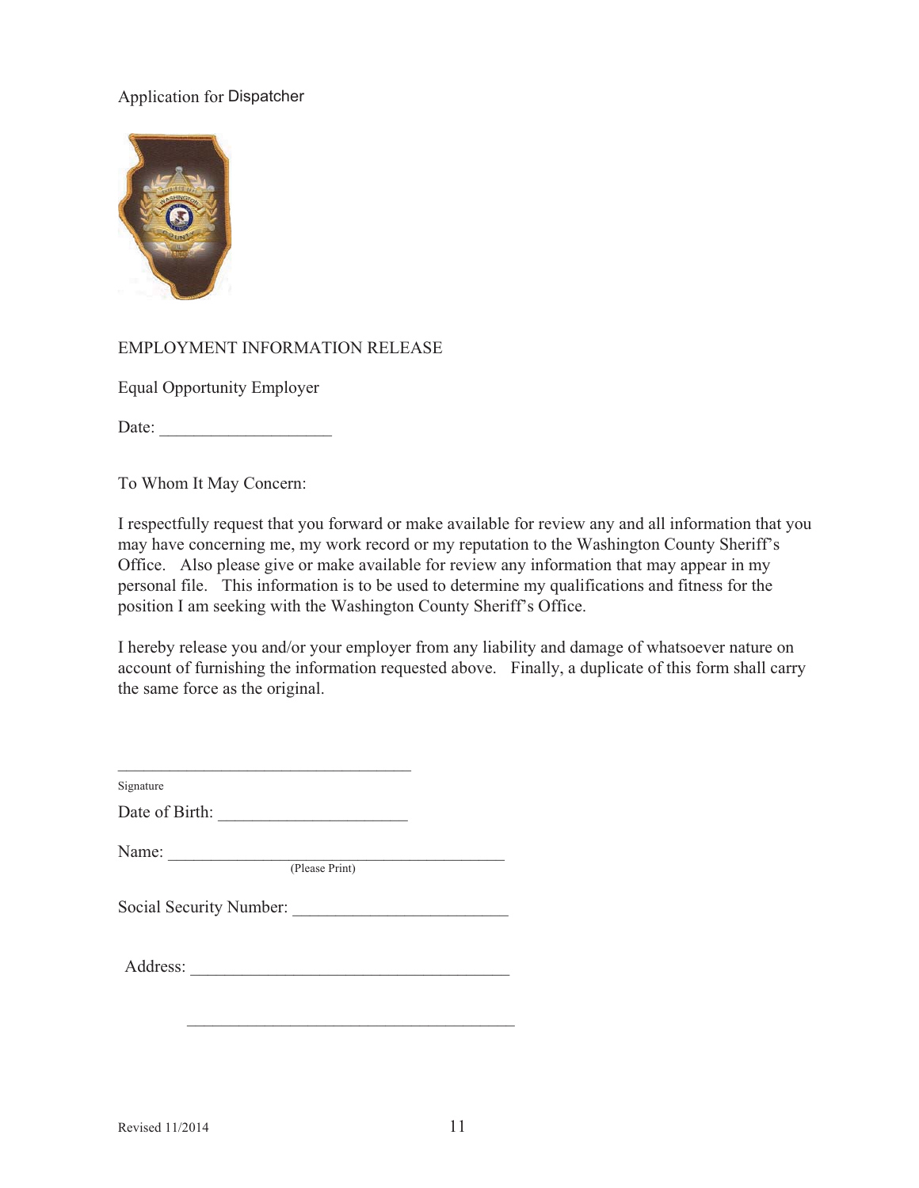Application for Dispatcher

EMPLOYMENT INFORMATION RELEASE

Equal Opportunity Employer

Date: ___________________

To Whom It May Concern:

I respectfully request that you forward or make available for review any and all information that you may have concerning me, my work record or my reputation to the Washington County Sheriff's Office. Also please give or make available for review any information that may appear in my personal file. This information is to be used to determine my qualifications and fitness for the position I am seeking with the Washington County Sheriff's Office.

I hereby release you and/or your employer from any liability and damage of whatsoever nature on account of furnishing the information requested above. Finally, a duplicate of this form shall carry the same force as the original.

_________________________________
Signature

Date of Birth: _____________________

Name: _____________________________________
(Please Print)

Social Security Number: ________________________

Address: ____________________________________

____________________________________

Revised 11/2014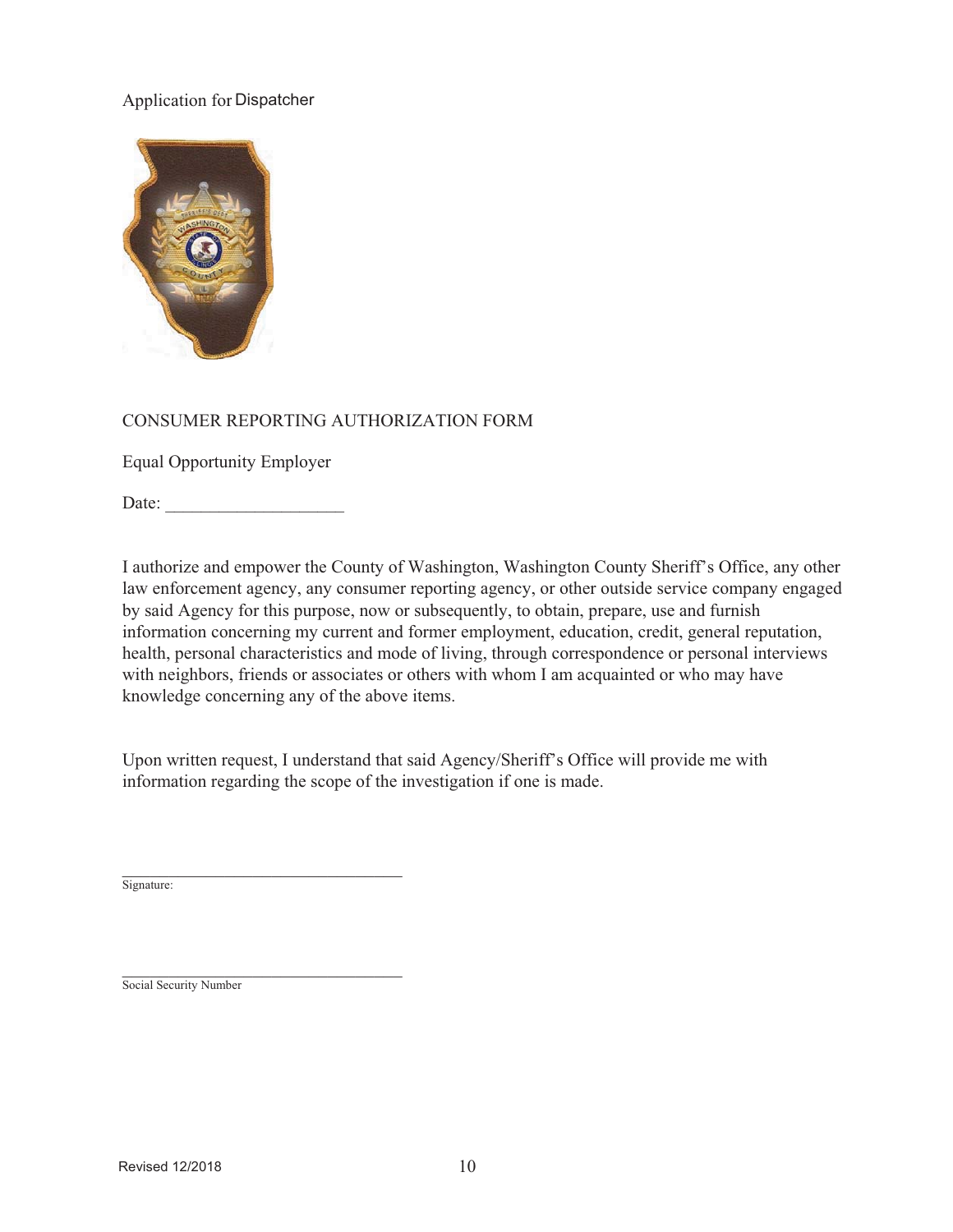Application for Dispatcher

CONSUMER REPORTING AUTHORIZATION FORM

Equal Opportunity Employer

Date: ___________________

I authorize and empower the County of Washington, Washington County Sheriff's Office, any other law enforcement agency, any consumer reporting agency, or other outside service company engaged by said Agency for this purpose, now or subsequently, to obtain, prepare, use and furnish information concerning my current and former employment, education, credit, general reputation, health, personal characteristics and mode of living, through correspondence or personal interviews with neighbors, friends or associates or others with whom I am acquainted or who may have knowledge concerning any of the above items.

Upon written request, I understand that said Agency/Sheriff's Office will provide me with information regarding the scope of the investigation if one is made.

___________________________________
Signature:

___________________________________
Social Security Number

Revised 12/2018